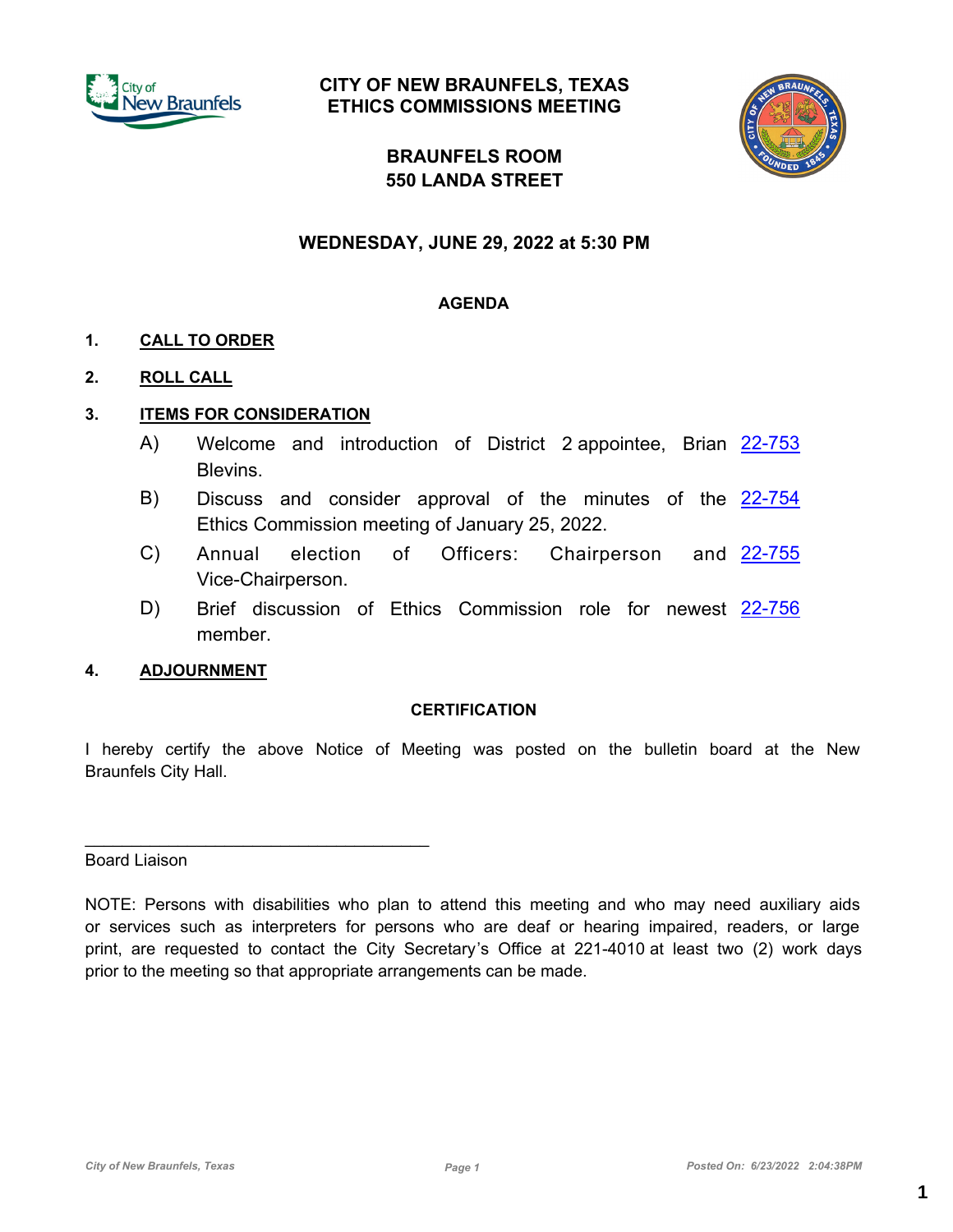# CITY OF NEW BRAUNFELS, TEXAS
# ETHICS COMMISSIONS MEETING

## BRAUNFELS ROOM
## 550 LANDA STREET

### WEDNESDAY, JUNE 29, 2022 at 5:30 PM

**AGENDA**

**1. CALL TO ORDER**

**2. ROLL CALL**

**3. ITEMS FOR CONSIDERATION**

A) Welcome and introduction of District 2 appointee, Brian Blevins. [22-753](22-753)

B) Discuss and consider approval of the minutes of the Ethics Commission meeting of January 25, 2022. [22-754](22-754)

C) Annual election of Officers: Chairperson and Vice-Chairperson. [22-755](22-755)

D) Brief discussion of Ethics Commission role for newest member. [22-756](22-756)

**4. ADJOURNMENT**

**CERTIFICATION**

I hereby certify the above Notice of Meeting was posted on the bulletin board at the New Braunfels City Hall.

_____________________________________

Board Liaison

NOTE: Persons with disabilities who plan to attend this meeting and who may need auxiliary aids or services such as interpreters for persons who are deaf or hearing impaired, readers, or large print, are requested to contact the City Secretary's Office at 221-4010 at least two (2) work days prior to the meeting so that appropriate arrangements can be made.

*Posted On: 6/23/2022 2:04:38PM*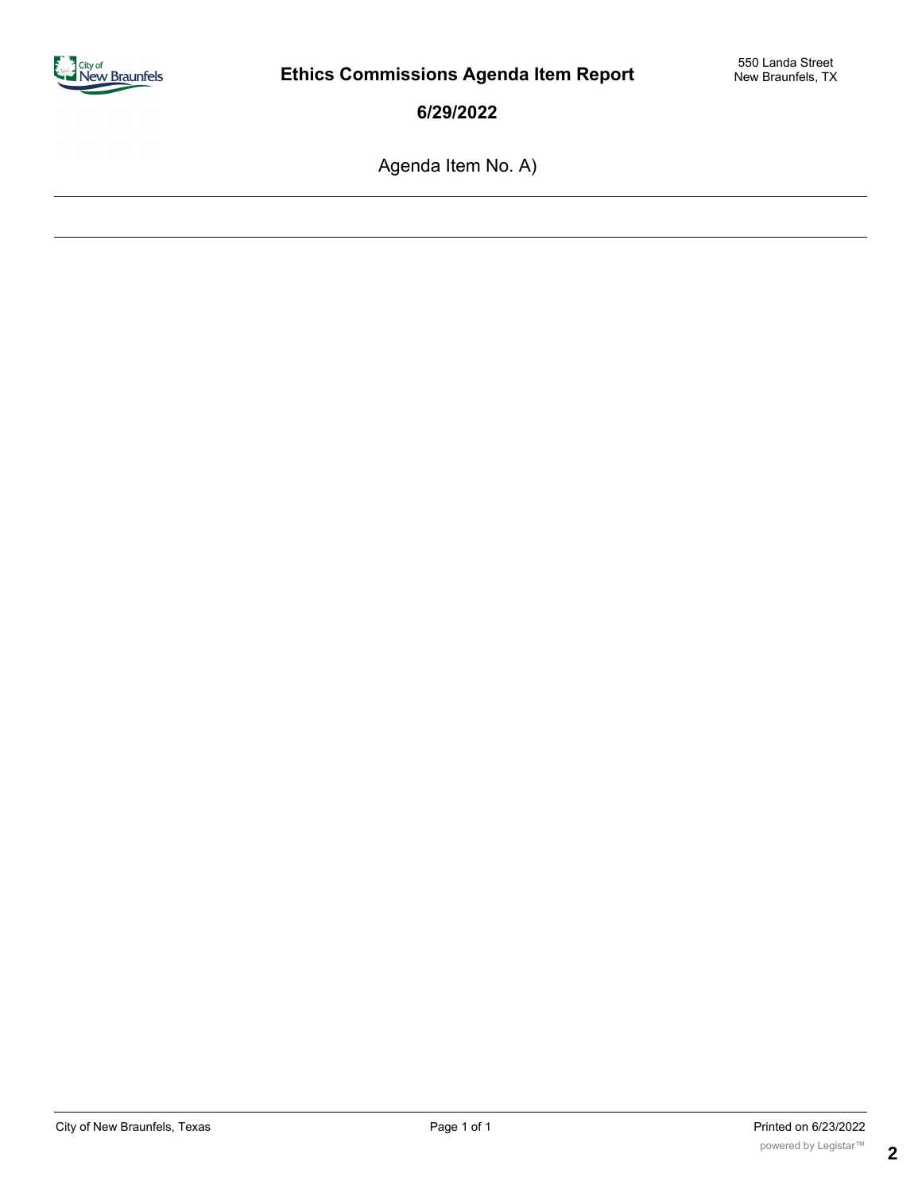# Ethics Commissions Agenda Item Report

550 Landa Street
New Braunfels, TX

**6/29/2022**

Agenda Item No. A)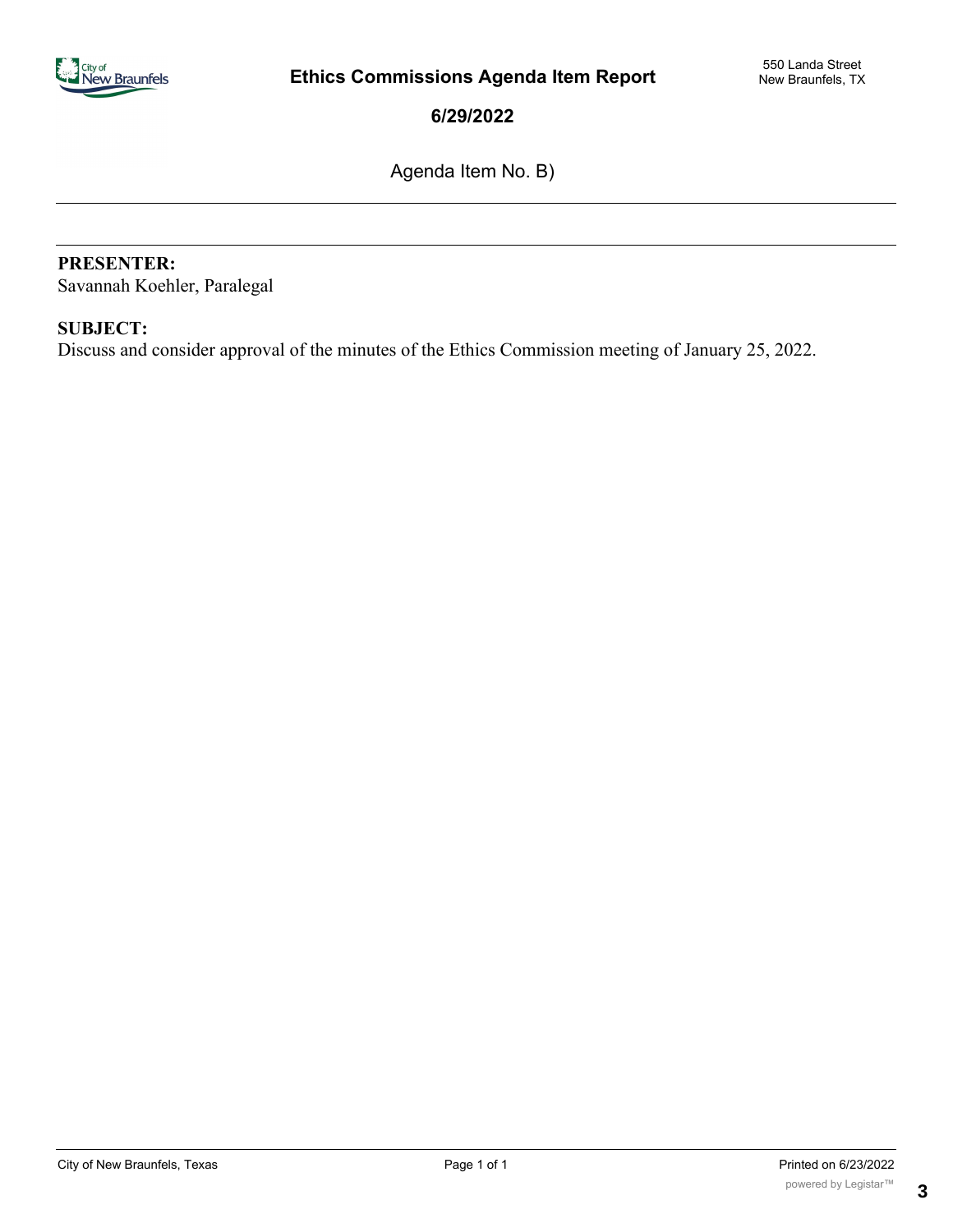# Ethics Commissions Agenda Item Report

550 Landa Street
New Braunfels, TX

**6/29/2022**

Agenda Item No. B)

---

**PRESENTER:**
Savannah Koehler, Paralegal

**SUBJECT:**
Discuss and consider approval of the minutes of the Ethics Commission meeting of January 25, 2022.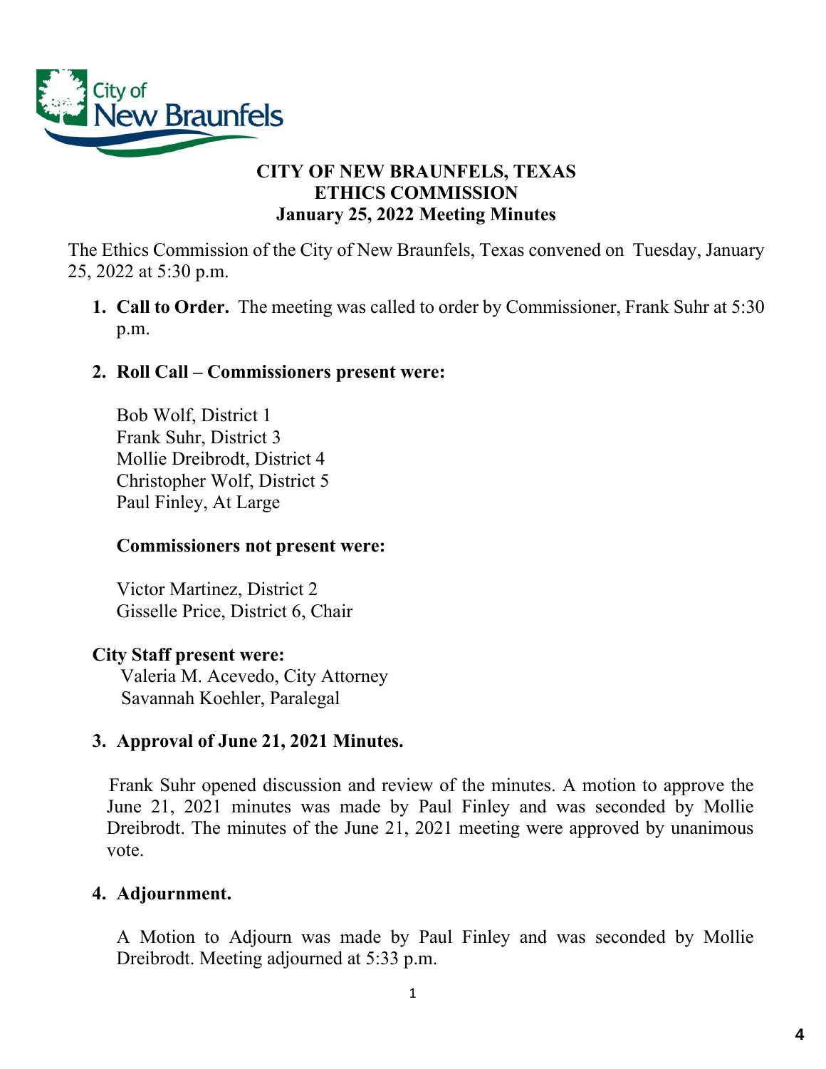**CITY OF NEW BRAUNFELS, TEXAS**
**ETHICS COMMISSION**
**January 25, 2022 Meeting Minutes**

The Ethics Commission of the City of New Braunfels, Texas convened on Tuesday, January 25, 2022 at 5:30 p.m.

1. **Call to Order.** The meeting was called to order by Commissioner, Frank Suhr at 5:30 p.m.

2. **Roll Call – Commissioners present were:**

   Bob Wolf, District 1
   Frank Suhr, District 3
   Mollie Dreibrodt, District 4
   Christopher Wolf, District 5
   Paul Finley, At Large

   **Commissioners not present were:**

   Victor Martinez, District 2
   Gisselle Price, District 6, Chair

   **City Staff present were:**
   Valeria M. Acevedo, City Attorney
   Savannah Koehler, Paralegal

3. **Approval of June 21, 2021 Minutes.**

   Frank Suhr opened discussion and review of the minutes. A motion to approve the June 21, 2021 minutes was made by Paul Finley and was seconded by Mollie Dreibrodt. The minutes of the June 21, 2021 meeting were approved by unanimous vote.

4. **Adjournment.**

   A Motion to Adjourn was made by Paul Finley and was seconded by Mollie Dreibrodt. Meeting adjourned at 5:33 p.m.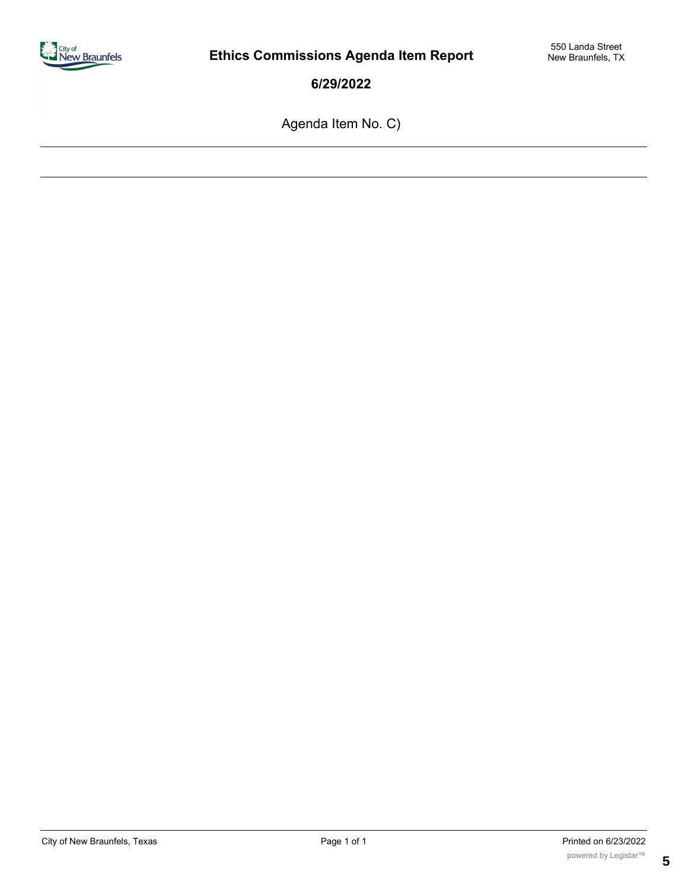# Ethics Commissions Agenda Item Report

550 Landa Street
New Braunfels, TX

**6/29/2022**

Agenda Item No. C)

---

---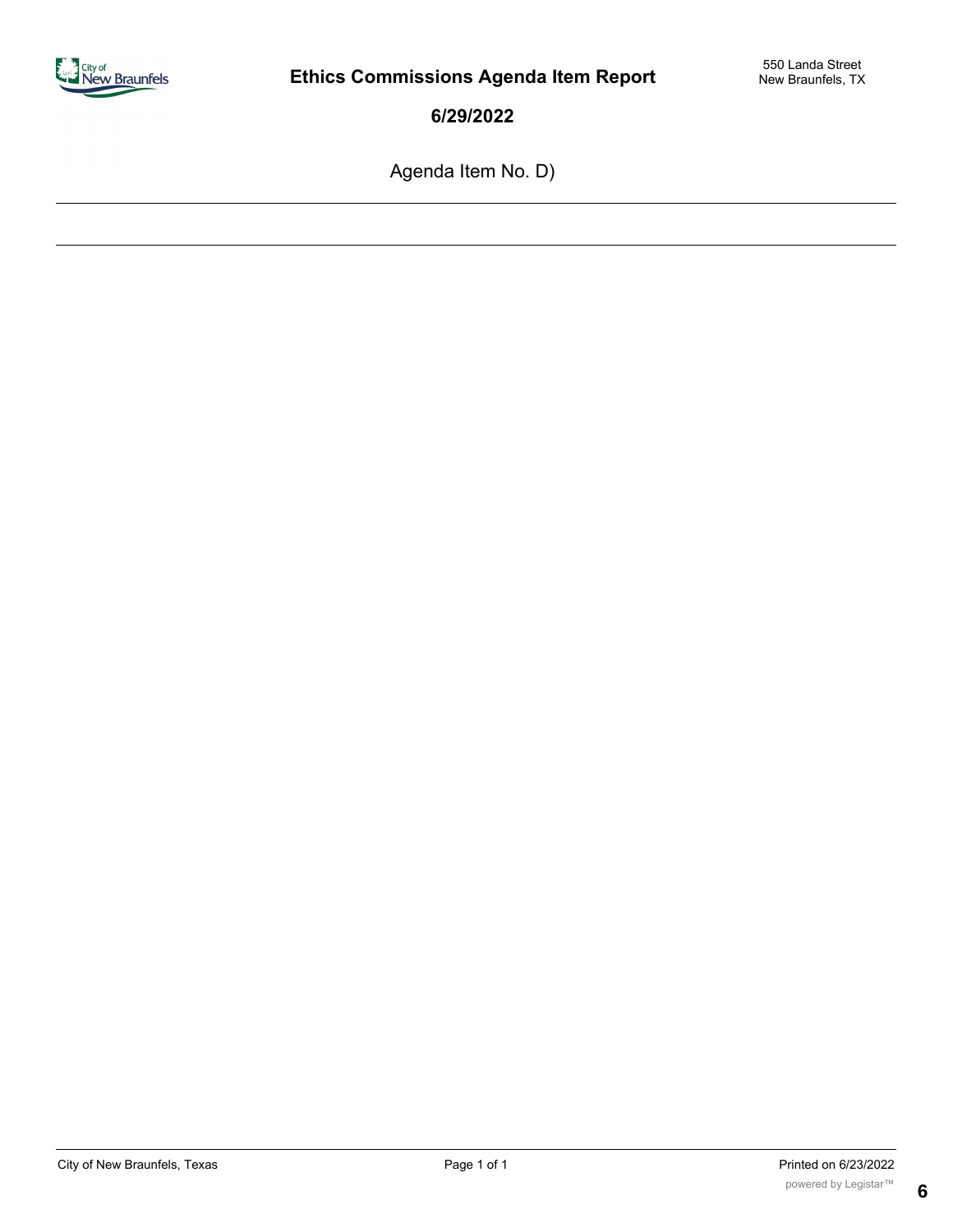# Ethics Commissions Agenda Item Report

550 Landa Street
New Braunfels, TX

**6/29/2022**

Agenda Item No. D)